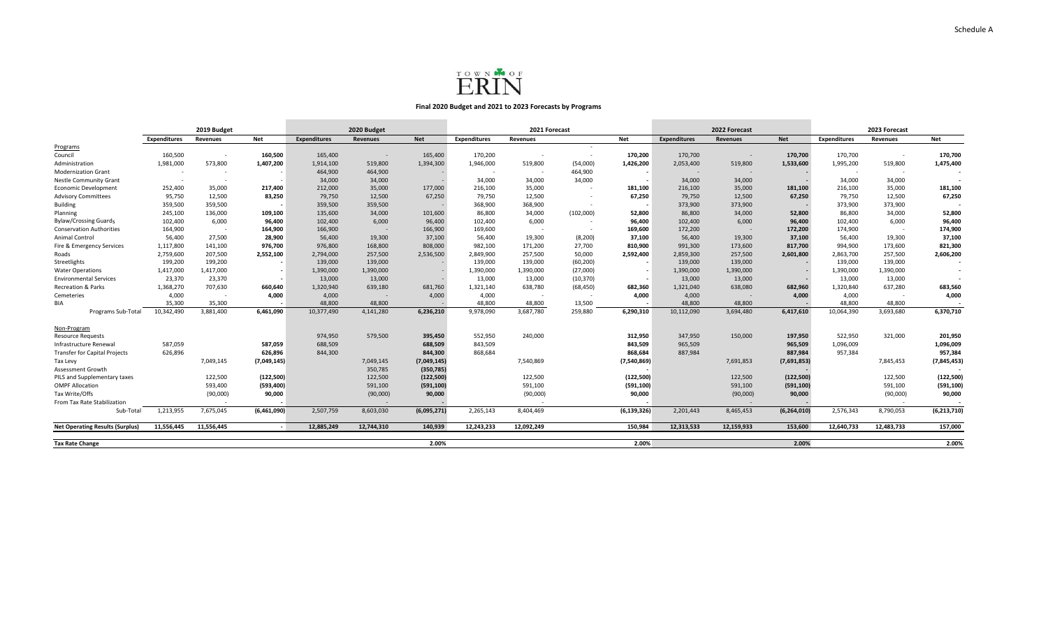Schedule A

TOWN OF ERIN

**Final 2020 Budget and 2021 to 2023 Forecasts by Programs**

| | 2019 Budget | | | 2020 Budget | | | 2021 Forecast | | | | 2022 Forecast | | | 2023 Forecast | | |
|---|---|---|---|---|---|---|---|---|---|---|---|---|---|---|---|---|
| | **Expenditures** | **Revenues** | **Net** | **Expenditures** | **Revenues** | **Net** | **Expenditures** | **Revenues** | | **Net** | **Expenditures** | **Revenues** | **Net** | **Expenditures** | **Revenues** | **Net** |
| Programs | | | | | | | | | - | | | | | | | |
| Council | 160,500 | - | **160,500** | 165,400 | - | 165,400 | 170,200 | - | - | **170,200** | 170,700 | - | **170,700** | 170,700 | - | **170,700** |
| Administration | 1,981,000 | 573,800 | **1,407,200** | 1,914,100 | 519,800 | 1,394,300 | 1,946,000 | 519,800 | (54,000) | **1,426,200** | 2,053,400 | 519,800 | **1,533,600** | 1,995,200 | 519,800 | **1,475,400** |
| Modernization Grant | - | - | - | 464,900 | 464,900 | - | - | - | 464,900 | - | - | - | - | - | - | - |
| Nestle Community Grant | - | - | - | 34,000 | 34,000 | - | 34,000 | 34,000 | 34,000 | - | 34,000 | 34,000 | - | 34,000 | 34,000 | - |
| Economic Development | 252,400 | 35,000 | **217,400** | 212,000 | 35,000 | 177,000 | 216,100 | 35,000 | - | **181,100** | 216,100 | 35,000 | **181,100** | 216,100 | 35,000 | **181,100** |
| Advisory Committees | 95,750 | 12,500 | **83,250** | 79,750 | 12,500 | 67,250 | 79,750 | 12,500 | - | **67,250** | 79,750 | 12,500 | **67,250** | 79,750 | 12,500 | **67,250** |
| Building | 359,500 | 359,500 | - | 359,500 | 359,500 | - | 368,900 | 368,900 | - | - | 373,900 | 373,900 | - | 373,900 | 373,900 | - |
| Planning | 245,100 | 136,000 | **109,100** | 135,600 | 34,000 | 101,600 | 86,800 | 34,000 | (102,000) | **52,800** | 86,800 | 34,000 | **52,800** | 86,800 | 34,000 | **52,800** |
| Bylaw/Crossing Guards | 102,400 | 6,000 | **96,400** | 102,400 | 6,000 | 96,400 | 102,400 | 6,000 | - | **96,400** | 102,400 | 6,000 | **96,400** | 102,400 | 6,000 | **96,400** |
| Conservation Authorities | 164,900 | - | **164,900** | 166,900 | - | 166,900 | 169,600 | - | - | **169,600** | 172,200 | - | **172,200** | 174,900 | - | **174,900** |
| Animal Control | 56,400 | 27,500 | **28,900** | 56,400 | 19,300 | 37,100 | 56,400 | 19,300 | (8,200) | **37,100** | 56,400 | 19,300 | **37,100** | 56,400 | 19,300 | **37,100** |
| Fire & Emergency Services | 1,117,800 | 141,100 | **976,700** | 976,800 | 168,800 | 808,000 | 982,100 | 171,200 | 27,700 | **810,900** | 991,300 | 173,600 | **817,700** | 994,900 | 173,600 | **821,300** |
| Roads | 2,759,600 | 207,500 | **2,552,100** | 2,794,000 | 257,500 | 2,536,500 | 2,849,900 | 257,500 | 50,000 | **2,592,400** | 2,859,300 | 257,500 | **2,601,800** | 2,863,700 | 257,500 | **2,606,200** |
| Streetlights | 199,200 | 199,200 | - | 139,000 | 139,000 | - | 139,000 | 139,000 | (60,200) | - | 139,000 | 139,000 | - | 139,000 | 139,000 | - |
| Water Operations | 1,417,000 | 1,417,000 | - | 1,390,000 | 1,390,000 | - | 1,390,000 | 1,390,000 | (27,000) | - | 1,390,000 | 1,390,000 | - | 1,390,000 | 1,390,000 | - |
| Environmental Services | 23,370 | 23,370 | - | 13,000 | 13,000 | - | 13,000 | 13,000 | (10,370) | - | 13,000 | 13,000 | - | 13,000 | 13,000 | - |
| Recreation & Parks | 1,368,270 | 707,630 | **660,640** | 1,320,940 | 639,180 | 681,760 | 1,321,140 | 638,780 | (68,450) | **682,360** | 1,321,040 | 638,080 | **682,960** | 1,320,840 | 637,280 | **683,560** |
| Cemeteries | 4,000 | - | **4,000** | 4,000 | - | 4,000 | 4,000 | - | - | **4,000** | 4,000 | - | **4,000** | 4,000 | - | **4,000** |
| BIA | 35,300 | 35,300 | - | 48,800 | 48,800 | - | 48,800 | 48,800 | 13,500 | - | 48,800 | 48,800 | - | 48,800 | 48,800 | - |
| Programs Sub-Total | 10,342,490 | 3,881,400 | 6,461,090 | 10,377,490 | 4,141,280 | 6,236,210 | 9,978,090 | 3,687,780 | 259,880 | 6,290,310 | 10,112,090 | 3,694,480 | 6,417,610 | 10,064,390 | 3,693,680 | 6,370,710 |
| Non-Program | | | | | | | | | | | | | | | | |
| Resource Requests | | | | 974,950 | 579,500 | 395,450 | 552,950 | 240,000 | | **312,950** | 347,950 | 150,000 | **197,950** | 522,950 | 321,000 | **201,950** |
| Infrastructure Renewal | 587,059 | | **587,059** | 688,509 | | 688,509 | 843,509 | | | **843,509** | 965,509 | | **965,509** | 1,096,009 | | **1,096,009** |
| Transfer for Capital Projects | 626,896 | | **626,896** | 844,300 | | 844,300 | 868,684 | | | **868,684** | 887,984 | | **887,984** | 957,384 | | **957,384** |
| Tax Levy | | 7,049,145 | **(7,049,145)** | | 7,049,145 | (7,049,145) | | 7,540,869 | | **(7,540,869)** | | 7,691,853 | **(7,691,853)** | | 7,845,453 | **(7,845,453)** |
| Assessment Growth | | | | | 350,785 | (350,785) | | | | - | | | - | | | - |
| PILS and Supplementary taxes | | 122,500 | **(122,500)** | | 122,500 | (122,500) | | 122,500 | | **(122,500)** | | 122,500 | **(122,500)** | | 122,500 | **(122,500)** |
| OMPF Allocation | | 593,400 | **(593,400)** | | 591,100 | (591,100) | | 591,100 | | **(591,100)** | | 591,100 | **(591,100)** | | 591,100 | **(591,100)** |
| Tax Write/Offs | | (90,000) | **90,000** | | (90,000) | 90,000 | | (90,000) | | **90,000** | | (90,000) | **90,000** | | (90,000) | **90,000** |
| From Tax Rate Stabilization | | - | - | | - | - | | - | | - | | - | - | | - | - |
| Sub-Total | 1,213,955 | 7,675,045 | (6,461,090) | 2,507,759 | 8,603,030 | (6,095,271) | 2,265,143 | 8,404,469 | | (6,139,326) | 2,201,443 | 8,465,453 | (6,264,010) | 2,576,343 | 8,790,053 | (6,213,710) |
| **Net Operating Results (Surplus)** | **11,556,445** | **11,556,445** | - | **12,885,249** | **12,744,310** | **140,939** | **12,243,233** | **12,092,249** | | **150,984** | **12,313,533** | **12,159,933** | **153,600** | **12,640,733** | **12,483,733** | **157,000** |
| **Tax Rate Change** | | | | | | **2.00%** | | | | **2.00%** | | | **2.00%** | | | **2.00%** |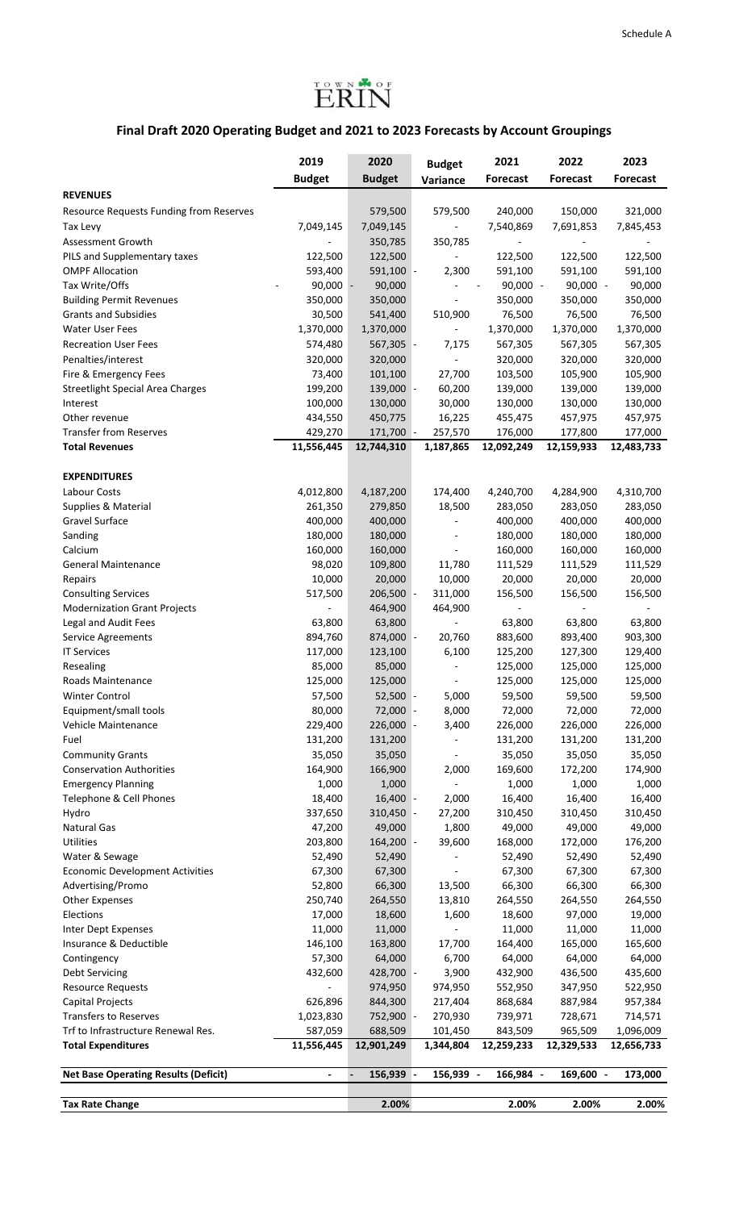Schedule A

TOWN OF ERIN

## Final Draft 2020 Operating Budget and 2021 to 2023 Forecasts by Account Groupings

| | 2019 Budget | 2020 Budget | Budget Variance | 2021 Forecast | 2022 Forecast | 2023 Forecast |
|---|---|---|---|---|---|---|
| **REVENUES** | | | | | | |
| Resource Requests Funding from Reserves | | 579,500 | 579,500 | 240,000 | 150,000 | 321,000 |
| Tax Levy | 7,049,145 | 7,049,145 | - | 7,540,869 | 7,691,853 | 7,845,453 |
| Assessment Growth | - | 350,785 | 350,785 | - | - | - |
| PILS and Supplementary taxes | 122,500 | 122,500 | - | 122,500 | 122,500 | 122,500 |
| OMPF Allocation | 593,400 | 591,100 | - 2,300 | 591,100 | 591,100 | 591,100 |
| Tax Write/Offs | - 90,000 | - 90,000 | - | - 90,000 | - 90,000 | - 90,000 |
| Building Permit Revenues | 350,000 | 350,000 | - | 350,000 | 350,000 | 350,000 |
| Grants and Subsidies | 30,500 | 541,400 | 510,900 | 76,500 | 76,500 | 76,500 |
| Water User Fees | 1,370,000 | 1,370,000 | - | 1,370,000 | 1,370,000 | 1,370,000 |
| Recreation User Fees | 574,480 | 567,305 | - 7,175 | 567,305 | 567,305 | 567,305 |
| Penalties/interest | 320,000 | 320,000 | - | 320,000 | 320,000 | 320,000 |
| Fire & Emergency Fees | 73,400 | 101,100 | 27,700 | 103,500 | 105,900 | 105,900 |
| Streetlight Special Area Charges | 199,200 | 139,000 | - 60,200 | 139,000 | 139,000 | 139,000 |
| Interest | 100,000 | 130,000 | 30,000 | 130,000 | 130,000 | 130,000 |
| Other revenue | 434,550 | 450,775 | 16,225 | 455,475 | 457,975 | 457,975 |
| Transfer from Reserves | 429,270 | 171,700 | - 257,570 | 176,000 | 177,800 | 177,000 |
| **Total Revenues** | **11,556,445** | **12,744,310** | **1,187,865** | **12,092,249** | **12,159,933** | **12,483,733** |
| | | | | | | |
| **EXPENDITURES** | | | | | | |
| Labour Costs | 4,012,800 | 4,187,200 | 174,400 | 4,240,700 | 4,284,900 | 4,310,700 |
| Supplies & Material | 261,350 | 279,850 | 18,500 | 283,050 | 283,050 | 283,050 |
| Gravel Surface | 400,000 | 400,000 | - | 400,000 | 400,000 | 400,000 |
| Sanding | 180,000 | 180,000 | - | 180,000 | 180,000 | 180,000 |
| Calcium | 160,000 | 160,000 | - | 160,000 | 160,000 | 160,000 |
| General Maintenance | 98,020 | 109,800 | 11,780 | 111,529 | 111,529 | 111,529 |
| Repairs | 10,000 | 20,000 | 10,000 | 20,000 | 20,000 | 20,000 |
| Consulting Services | 517,500 | 206,500 | - 311,000 | 156,500 | 156,500 | 156,500 |
| Modernization Grant Projects | - | 464,900 | 464,900 | - | - | - |
| Legal and Audit Fees | 63,800 | 63,800 | - | 63,800 | 63,800 | 63,800 |
| Service Agreements | 894,760 | 874,000 | - 20,760 | 883,600 | 893,400 | 903,300 |
| IT Services | 117,000 | 123,100 | 6,100 | 125,200 | 127,300 | 129,400 |
| Resealing | 85,000 | 85,000 | - | 125,000 | 125,000 | 125,000 |
| Roads Maintenance | 125,000 | 125,000 | - | 125,000 | 125,000 | 125,000 |
| Winter Control | 57,500 | 52,500 | - 5,000 | 59,500 | 59,500 | 59,500 |
| Equipment/small tools | 80,000 | 72,000 | - 8,000 | 72,000 | 72,000 | 72,000 |
| Vehicle Maintenance | 229,400 | 226,000 | - 3,400 | 226,000 | 226,000 | 226,000 |
| Fuel | 131,200 | 131,200 | - | 131,200 | 131,200 | 131,200 |
| Community Grants | 35,050 | 35,050 | - | 35,050 | 35,050 | 35,050 |
| Conservation Authorities | 164,900 | 166,900 | 2,000 | 169,600 | 172,200 | 174,900 |
| Emergency Planning | 1,000 | 1,000 | - | 1,000 | 1,000 | 1,000 |
| Telephone & Cell Phones | 18,400 | 16,400 | - 2,000 | 16,400 | 16,400 | 16,400 |
| Hydro | 337,650 | 310,450 | - 27,200 | 310,450 | 310,450 | 310,450 |
| Natural Gas | 47,200 | 49,000 | 1,800 | 49,000 | 49,000 | 49,000 |
| Utilities | 203,800 | 164,200 | - 39,600 | 168,000 | 172,000 | 176,200 |
| Water & Sewage | 52,490 | 52,490 | - | 52,490 | 52,490 | 52,490 |
| Economic Development Activities | 67,300 | 67,300 | - | 67,300 | 67,300 | 67,300 |
| Advertising/Promo | 52,800 | 66,300 | 13,500 | 66,300 | 66,300 | 66,300 |
| Other Expenses | 250,740 | 264,550 | 13,810 | 264,550 | 264,550 | 264,550 |
| Elections | 17,000 | 18,600 | 1,600 | 18,600 | 97,000 | 19,000 |
| Inter Dept Expenses | 11,000 | 11,000 | - | 11,000 | 11,000 | 11,000 |
| Insurance & Deductible | 146,100 | 163,800 | 17,700 | 164,400 | 165,000 | 165,600 |
| Contingency | 57,300 | 64,000 | 6,700 | 64,000 | 64,000 | 64,000 |
| Debt Servicing | 432,600 | 428,700 | - 3,900 | 432,900 | 436,500 | 435,600 |
| Resource Requests | - | 974,950 | 974,950 | 552,950 | 347,950 | 522,950 |
| Capital Projects | 626,896 | 844,300 | 217,404 | 868,684 | 887,984 | 957,384 |
| Transfers to Reserves | 1,023,830 | 752,900 | - 270,930 | 739,971 | 728,671 | 714,571 |
| Trf to Infrastructure Renewal Res. | 587,059 | 688,509 | 101,450 | 843,509 | 965,509 | 1,096,009 |
| **Total Expenditures** | **11,556,445** | **12,901,249** | **1,344,804** | **12,259,233** | **12,329,533** | **12,656,733** |
| | | | | | | |
| **Net Base Operating Results (Deficit)** | **-** | **- 156,939** | **- 156,939** | **- 166,984** | **- 169,600** | **- 173,000** |
| | | | | | | |
| **Tax Rate Change** | | **2.00%** | | **2.00%** | **2.00%** | **2.00%** |